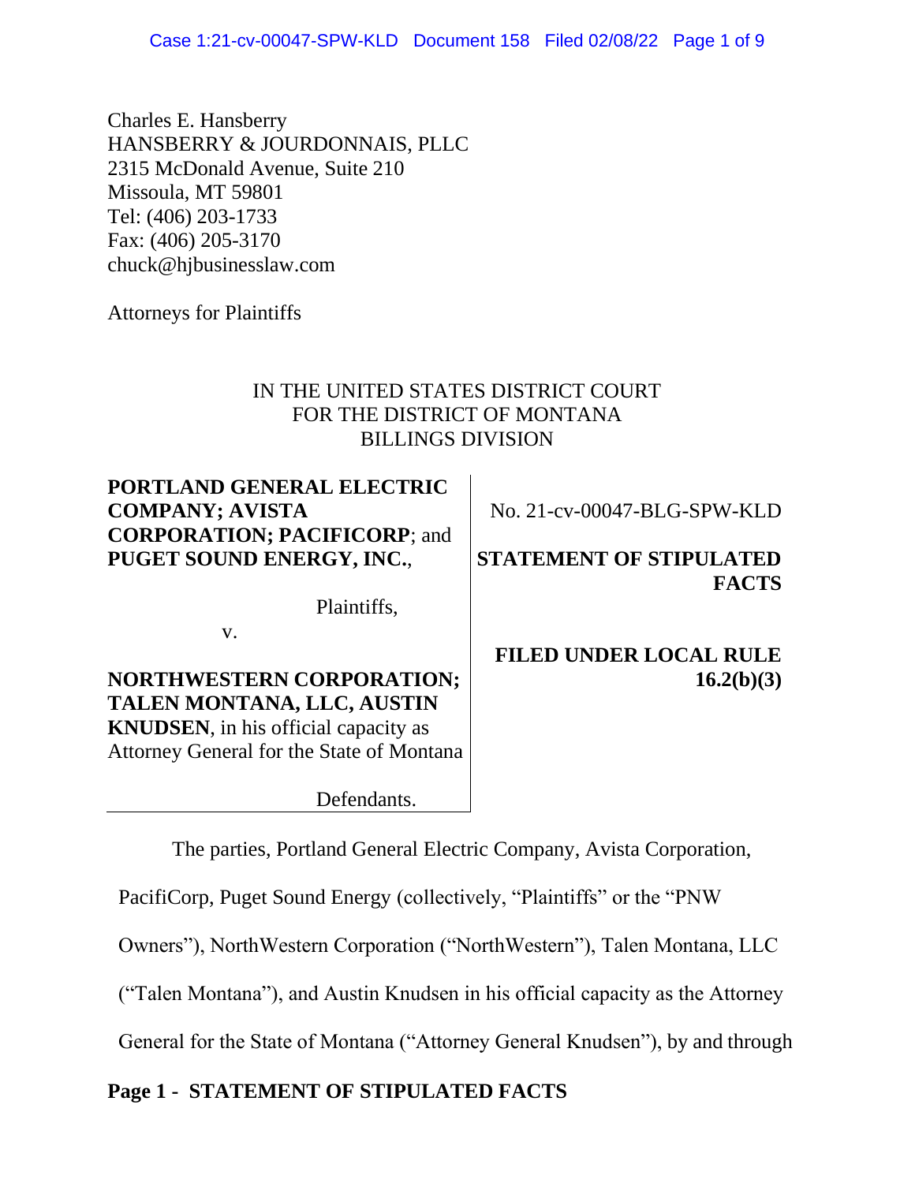Charles E. Hansberry
HANSBERRY & JOURDONNAIS, PLLC
2315 McDonald Avenue, Suite 210
Missoula, MT 59801
Tel: (406) 203-1733
Fax: (406) 205-3170
chuck@hjbusinesslaw.com

Attorneys for Plaintiffs

IN THE UNITED STATES DISTRICT COURT
FOR THE DISTRICT OF MONTANA
BILLINGS DIVISION

**PORTLAND GENERAL ELECTRIC COMPANY; AVISTA CORPORATION; PACIFICORP**; and **PUGET SOUND ENERGY, INC.**,

Plaintiffs,

v.

**NORTHWESTERN CORPORATION; TALEN MONTANA, LLC, AUSTIN KNUDSEN**, in his official capacity as Attorney General for the State of Montana

Defendants.

No. 21-cv-00047-BLG-SPW-KLD

**STATEMENT OF STIPULATED FACTS**

**FILED UNDER LOCAL RULE 16.2(b)(3)**

The parties, Portland General Electric Company, Avista Corporation, PacifiCorp, Puget Sound Energy (collectively, "Plaintiffs" or the "PNW Owners"), NorthWestern Corporation ("NorthWestern"), Talen Montana, LLC ("Talen Montana"), and Austin Knudsen in his official capacity as the Attorney General for the State of Montana ("Attorney General Knudsen"), by and through

**Page 1 - STATEMENT OF STIPULATED FACTS**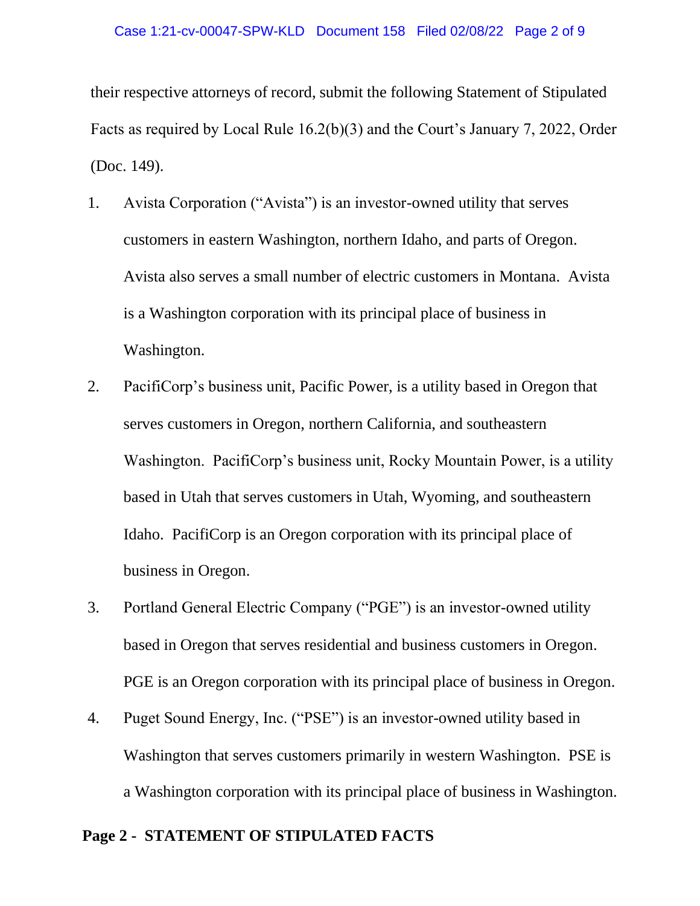their respective attorneys of record, submit the following Statement of Stipulated Facts as required by Local Rule 16.2(b)(3) and the Court's January 7, 2022, Order (Doc. 149).

1. Avista Corporation ("Avista") is an investor-owned utility that serves customers in eastern Washington, northern Idaho, and parts of Oregon. Avista also serves a small number of electric customers in Montana. Avista is a Washington corporation with its principal place of business in Washington.

2. PacifiCorp's business unit, Pacific Power, is a utility based in Oregon that serves customers in Oregon, northern California, and southeastern Washington. PacifiCorp's business unit, Rocky Mountain Power, is a utility based in Utah that serves customers in Utah, Wyoming, and southeastern Idaho. PacifiCorp is an Oregon corporation with its principal place of business in Oregon.

3. Portland General Electric Company ("PGE") is an investor-owned utility based in Oregon that serves residential and business customers in Oregon. PGE is an Oregon corporation with its principal place of business in Oregon.

4. Puget Sound Energy, Inc. ("PSE") is an investor-owned utility based in Washington that serves customers primarily in western Washington. PSE is a Washington corporation with its principal place of business in Washington.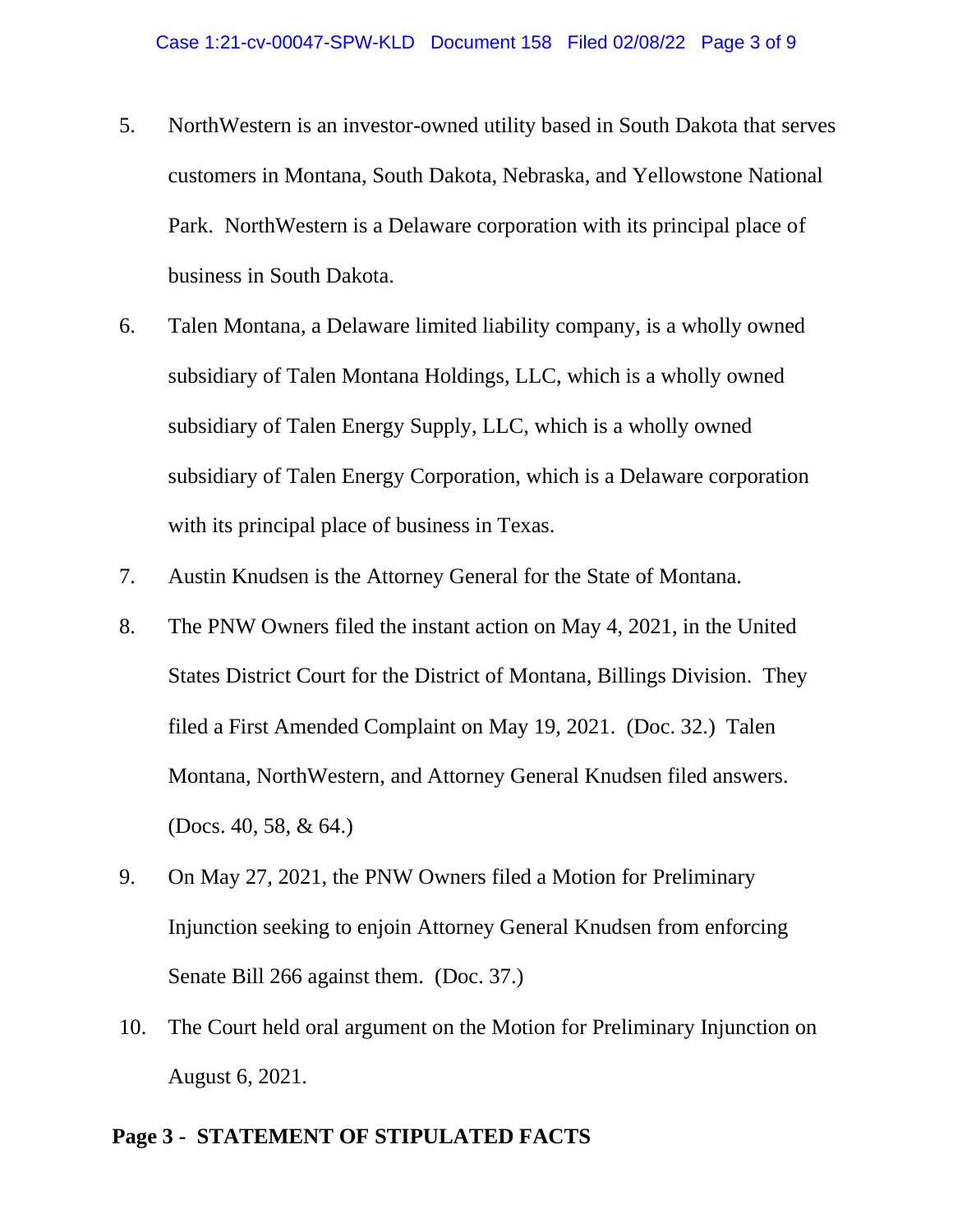5. NorthWestern is an investor-owned utility based in South Dakota that serves customers in Montana, South Dakota, Nebraska, and Yellowstone National Park. NorthWestern is a Delaware corporation with its principal place of business in South Dakota.

6. Talen Montana, a Delaware limited liability company, is a wholly owned subsidiary of Talen Montana Holdings, LLC, which is a wholly owned subsidiary of Talen Energy Supply, LLC, which is a wholly owned subsidiary of Talen Energy Corporation, which is a Delaware corporation with its principal place of business in Texas.

7. Austin Knudsen is the Attorney General for the State of Montana.

8. The PNW Owners filed the instant action on May 4, 2021, in the United States District Court for the District of Montana, Billings Division. They filed a First Amended Complaint on May 19, 2021. (Doc. 32.) Talen Montana, NorthWestern, and Attorney General Knudsen filed answers. (Docs. 40, 58, & 64.)

9. On May 27, 2021, the PNW Owners filed a Motion for Preliminary Injunction seeking to enjoin Attorney General Knudsen from enforcing Senate Bill 266 against them. (Doc. 37.)

10. The Court held oral argument on the Motion for Preliminary Injunction on August 6, 2021.

**Page 3 - STATEMENT OF STIPULATED FACTS**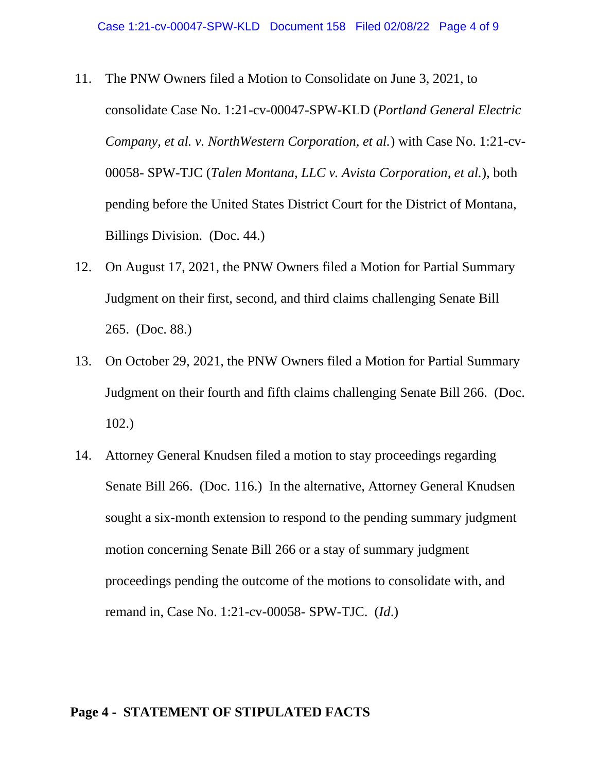11. The PNW Owners filed a Motion to Consolidate on June 3, 2021, to consolidate Case No. 1:21-cv-00047-SPW-KLD (*Portland General Electric Company, et al. v. NorthWestern Corporation, et al.*) with Case No. 1:21-cv-00058- SPW-TJC (*Talen Montana, LLC v. Avista Corporation, et al.*), both pending before the United States District Court for the District of Montana, Billings Division. (Doc. 44.)

12. On August 17, 2021, the PNW Owners filed a Motion for Partial Summary Judgment on their first, second, and third claims challenging Senate Bill 265. (Doc. 88.)

13. On October 29, 2021, the PNW Owners filed a Motion for Partial Summary Judgment on their fourth and fifth claims challenging Senate Bill 266. (Doc. 102.)

14. Attorney General Knudsen filed a motion to stay proceedings regarding Senate Bill 266. (Doc. 116.) In the alternative, Attorney General Knudsen sought a six-month extension to respond to the pending summary judgment motion concerning Senate Bill 266 or a stay of summary judgment proceedings pending the outcome of the motions to consolidate with, and remand in, Case No. 1:21-cv-00058- SPW-TJC. (*Id*.)

**Page 4 - STATEMENT OF STIPULATED FACTS**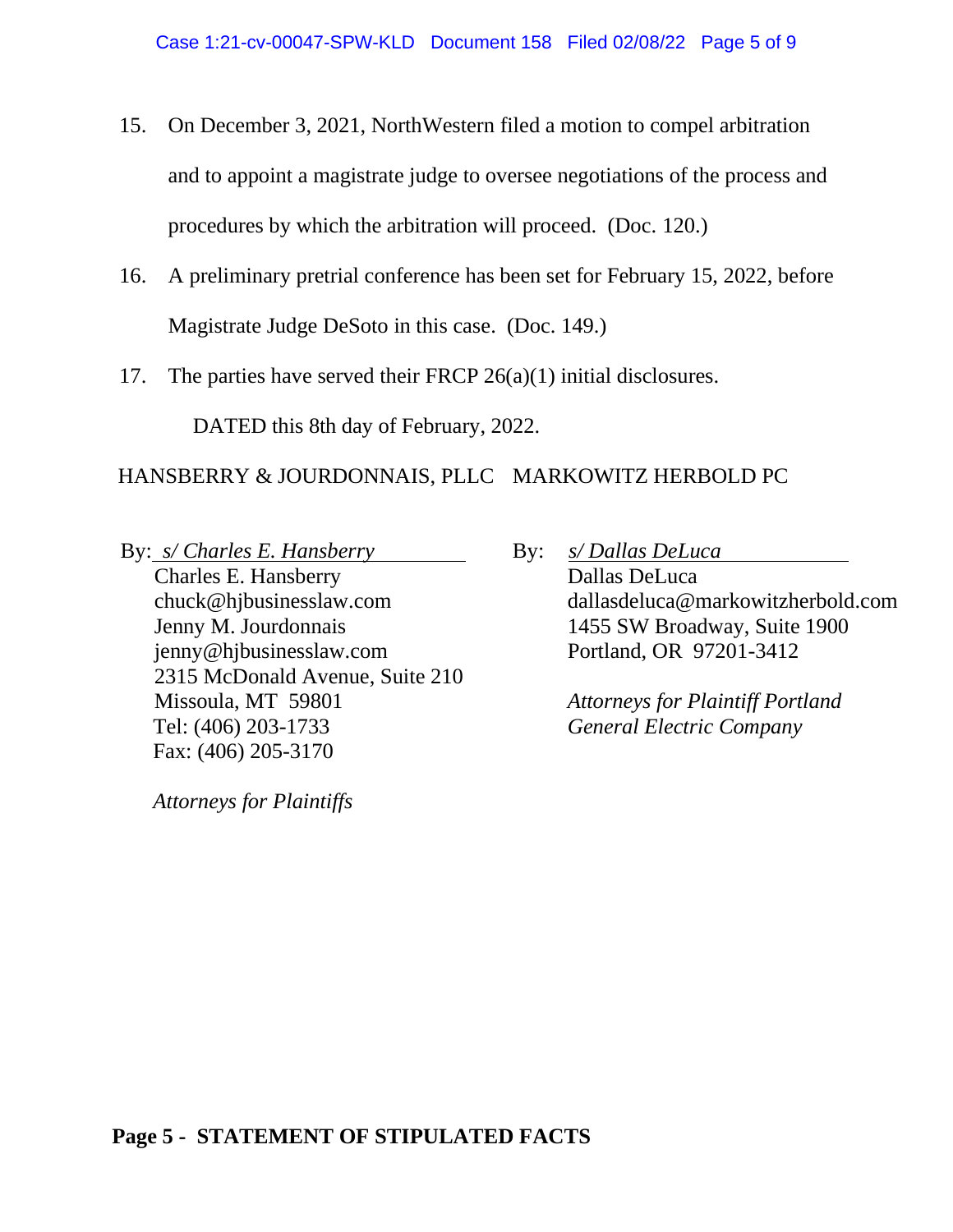15. On December 3, 2021, NorthWestern filed a motion to compel arbitration and to appoint a magistrate judge to oversee negotiations of the process and procedures by which the arbitration will proceed. (Doc. 120.)

16. A preliminary pretrial conference has been set for February 15, 2022, before Magistrate Judge DeSoto in this case. (Doc. 149.)

17. The parties have served their FRCP 26(a)(1) initial disclosures.

DATED this 8th day of February, 2022.

HANSBERRY & JOURDONNAIS, PLLC

By: *s/ Charles E. Hansberry*
Charles E. Hansberry
chuck@hjbusinesslaw.com
Jenny M. Jourdonnais
jenny@hjbusinesslaw.com
2315 McDonald Avenue, Suite 210
Missoula, MT 59801
Tel: (406) 203-1733
Fax: (406) 205-3170

*Attorneys for Plaintiffs*

MARKOWITZ HERBOLD PC

By: *s/ Dallas DeLuca*
Dallas DeLuca
dallasdeluca@markowitzherbold.com
1455 SW Broadway, Suite 1900
Portland, OR 97201-3412

*Attorneys for Plaintiff Portland General Electric Company*

**Page 5 - STATEMENT OF STIPULATED FACTS**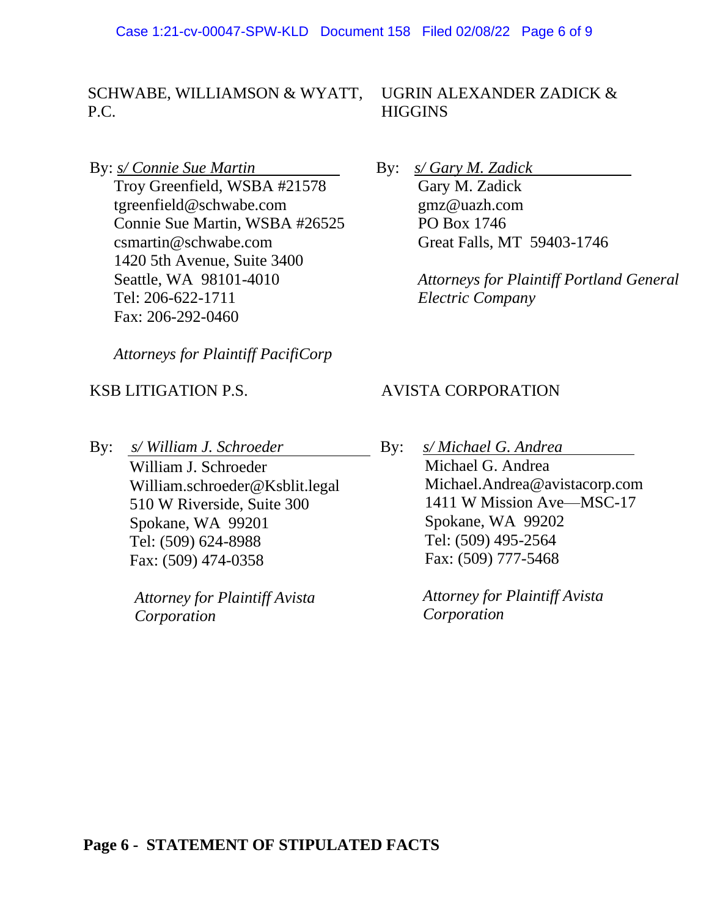SCHWABE, WILLIAMSON & WYATT, P.C.

By: *s/ Connie Sue Martin*
Troy Greenfield, WSBA #21578
tgreenfield@schwabe.com
Connie Sue Martin, WSBA #26525
csmartin@schwabe.com
1420 5th Avenue, Suite 3400
Seattle, WA 98101-4010
Tel: 206-622-1711
Fax: 206-292-0460

*Attorneys for Plaintiff PacifiCorp*

UGRIN ALEXANDER ZADICK & HIGGINS

By: *s/ Gary M. Zadick*
Gary M. Zadick
gmz@uazh.com
PO Box 1746
Great Falls, MT 59403-1746

*Attorneys for Plaintiff Portland General Electric Company*

KSB LITIGATION P.S.

By: *s/ William J. Schroeder*
William J. Schroeder
William.schroeder@Ksblit.legal
510 W Riverside, Suite 300
Spokane, WA 99201
Tel: (509) 624-8988
Fax: (509) 474-0358

*Attorney for Plaintiff Avista Corporation*

AVISTA CORPORATION

By: *s/ Michael G. Andrea*
Michael G. Andrea
Michael.Andrea@avistacorp.com
1411 W Mission Ave—MSC-17
Spokane, WA 99202
Tel: (509) 495-2564
Fax: (509) 777-5468

*Attorney for Plaintiff Avista Corporation*

**Page 6 - STATEMENT OF STIPULATED FACTS**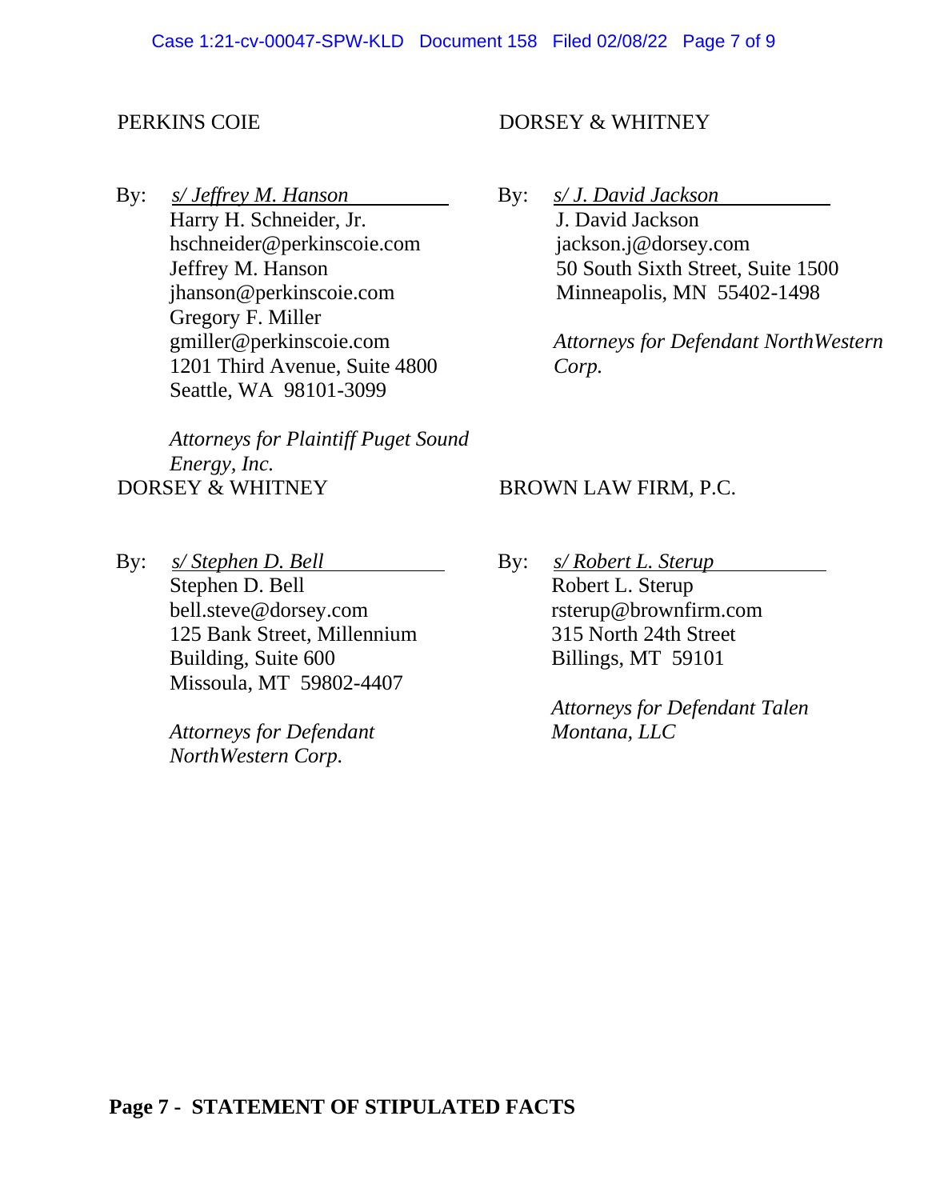PERKINS COIE

By: *s/ Jeffrey M. Hanson*
Harry H. Schneider, Jr.
hschneider@perkinscoie.com
Jeffrey M. Hanson
jhanson@perkinscoie.com
Gregory F. Miller
gmiller@perkinscoie.com
1201 Third Avenue, Suite 4800
Seattle, WA 98101-3099

*Attorneys for Plaintiff Puget Sound Energy, Inc.*

DORSEY & WHITNEY

By: *s/ J. David Jackson*
J. David Jackson
jackson.j@dorsey.com
50 South Sixth Street, Suite 1500
Minneapolis, MN 55402-1498

*Attorneys for Defendant NorthWestern Corp.*

DORSEY & WHITNEY

By: *s/ Stephen D. Bell*
Stephen D. Bell
bell.steve@dorsey.com
125 Bank Street, Millennium Building, Suite 600
Missoula, MT 59802-4407

*Attorneys for Defendant NorthWestern Corp.*

BROWN LAW FIRM, P.C.

By: *s/ Robert L. Sterup*
Robert L. Sterup
rsterup@brownfirm.com
315 North 24th Street
Billings, MT 59101

*Attorneys for Defendant Talen Montana, LLC*

**Page 7 - STATEMENT OF STIPULATED FACTS**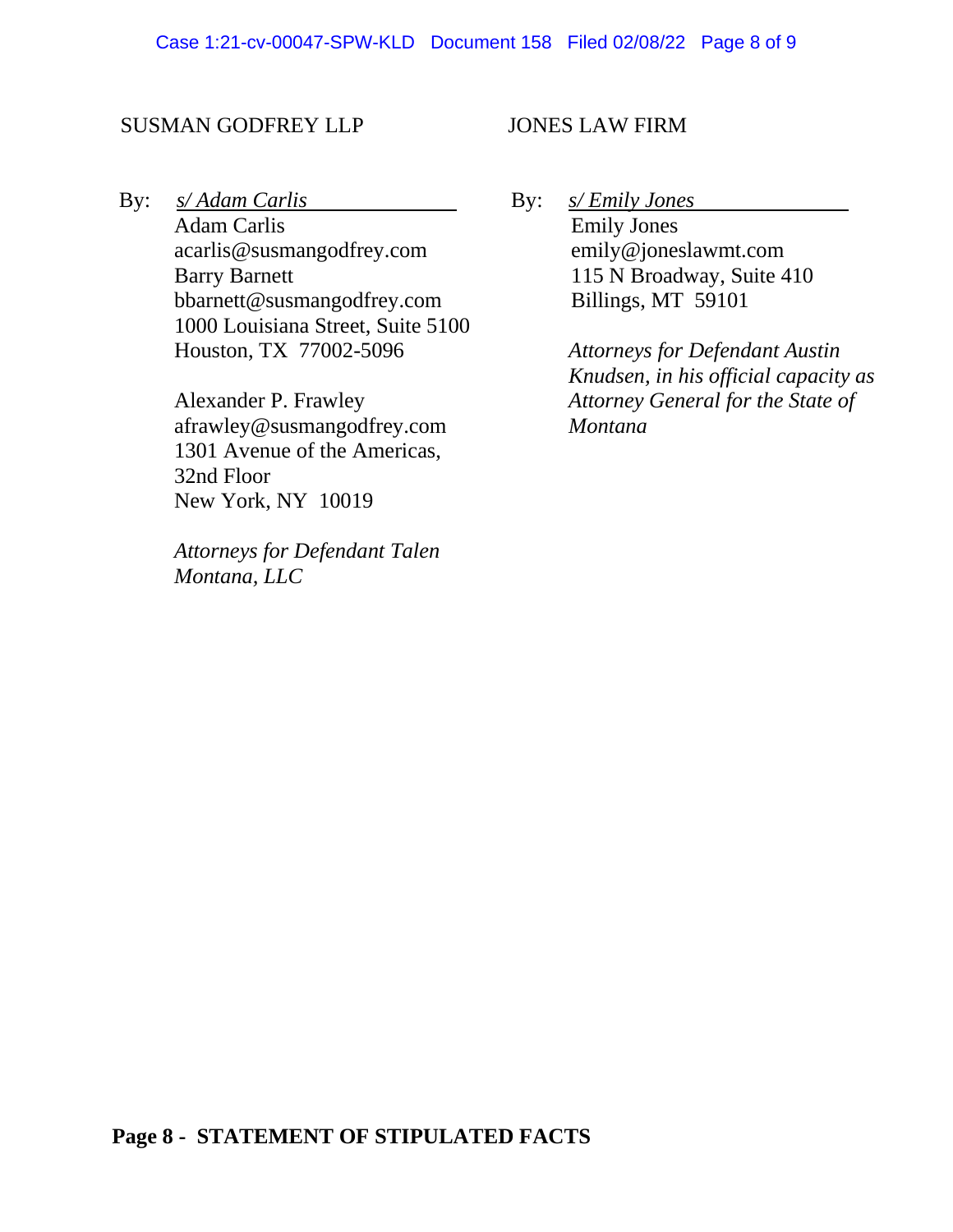SUSMAN GODFREY LLP

By: *s/ Adam Carlis*
Adam Carlis
acarlis@susmangodfrey.com
Barry Barnett
bbarnett@susmangodfrey.com
1000 Louisiana Street, Suite 5100
Houston, TX 77002-5096

Alexander P. Frawley
afrawley@susmangodfrey.com
1301 Avenue of the Americas,
32nd Floor
New York, NY 10019

*Attorneys for Defendant Talen Montana, LLC*

JONES LAW FIRM

By: *s/ Emily Jones*
Emily Jones
emily@joneslawmt.com
115 N Broadway, Suite 410
Billings, MT 59101

*Attorneys for Defendant Austin Knudsen, in his official capacity as Attorney General for the State of Montana*

**Page 8 - STATEMENT OF STIPULATED FACTS**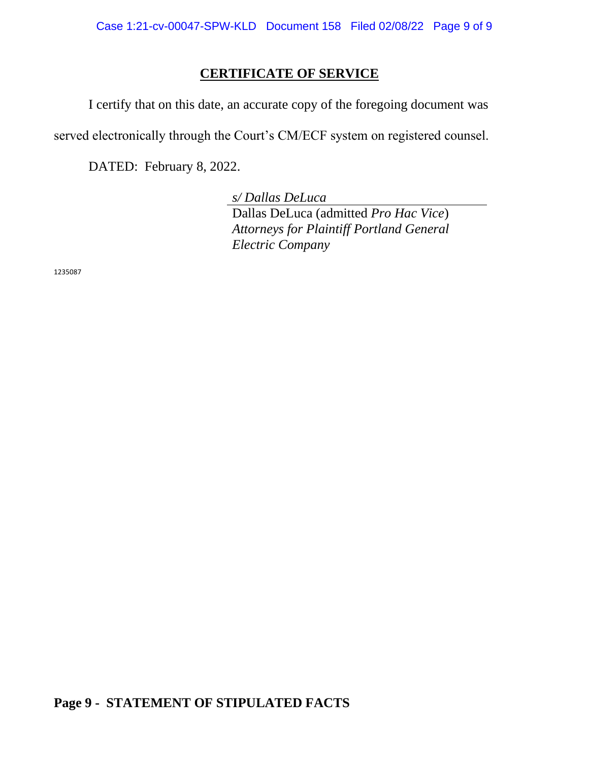## CERTIFICATE OF SERVICE

I certify that on this date, an accurate copy of the foregoing document was served electronically through the Court's CM/ECF system on registered counsel.

DATED: February 8, 2022.

*s/ Dallas DeLuca*
Dallas DeLuca (admitted *Pro Hac Vice*)
*Attorneys for Plaintiff Portland General Electric Company*

1235087